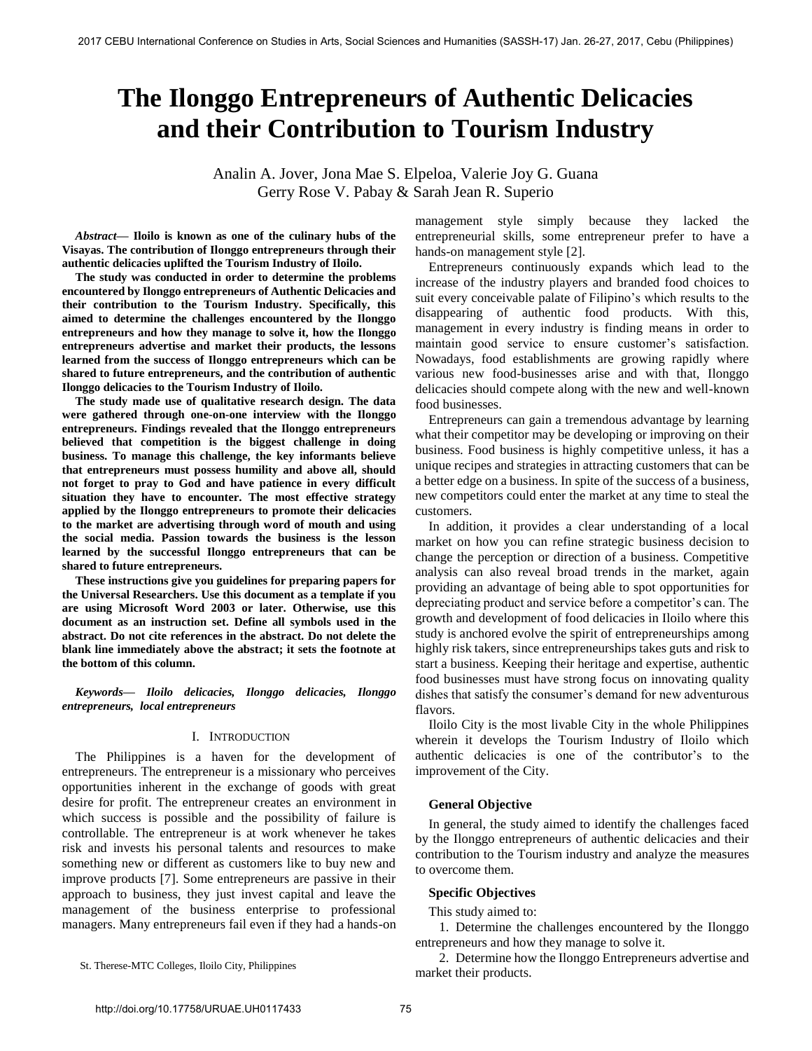# The Ilonggo Entrepreneurs of Authentic Delicacies and their Contribution to Tourism Industry

Analin A. Jover, Jona Mae S. Elpeloa, Valerie Joy G. Guana
Gerry Rose V. Pabay & Sarah Jean R. Superio

***Abstract*— Iloilo is known as one of the culinary hubs of the Visayas. The contribution of Ilonggo entrepreneurs through their authentic delicacies uplifted the Tourism Industry of Iloilo.**

**The study was conducted in order to determine the problems encountered by Ilonggo entrepreneurs of Authentic Delicacies and their contribution to the Tourism Industry. Specifically, this aimed to determine the challenges encountered by the Ilonggo entrepreneurs and how they manage to solve it, how the Ilonggo entrepreneurs advertise and market their products, the lessons learned from the success of Ilonggo entrepreneurs which can be shared to future entrepreneurs, and the contribution of authentic Ilonggo delicacies to the Tourism Industry of Iloilo.**

**The study made use of qualitative research design. The data were gathered through one-on-one interview with the Ilonggo entrepreneurs. Findings revealed that the Ilonggo entrepreneurs believed that competition is the biggest challenge in doing business. To manage this challenge, the key informants believe that entrepreneurs must possess humility and above all, should not forget to pray to God and have patience in every difficult situation they have to encounter. The most effective strategy applied by the Ilonggo entrepreneurs to promote their delicacies to the market are advertising through word of mouth and using the social media. Passion towards the business is the lesson learned by the successful Ilonggo entrepreneurs that can be shared to future entrepreneurs.**

**These instructions give you guidelines for preparing papers for the Universal Researchers. Use this document as a template if you are using Microsoft Word 2003 or later. Otherwise, use this document as an instruction set. Define all symbols used in the abstract. Do not cite references in the abstract. Do not delete the blank line immediately above the abstract; it sets the footnote at the bottom of this column.**

***Keywords*— *Iloilo delicacies, Ilonggo delicacies, Ilonggo entrepreneurs, local entrepreneurs***

## I. Introduction

The Philippines is a haven for the development of entrepreneurs. The entrepreneur is a missionary who perceives opportunities inherent in the exchange of goods with great desire for profit. The entrepreneur creates an environment in which success is possible and the possibility of failure is controllable. The entrepreneur is at work whenever he takes risk and invests his personal talents and resources to make something new or different as customers like to buy new and improve products [7]. Some entrepreneurs are passive in their approach to business, they just invest capital and leave the management of the business enterprise to professional managers. Many entrepreneurs fail even if they had a hands-on management style simply because they lacked the entrepreneurial skills, some entrepreneur prefer to have a hands-on management style [2].

Entrepreneurs continuously expands which lead to the increase of the industry players and branded food choices to suit every conceivable palate of Filipino's which results to the disappearing of authentic food products. With this, management in every industry is finding means in order to maintain good service to ensure customer's satisfaction. Nowadays, food establishments are growing rapidly where various new food-businesses arise and with that, Ilonggo delicacies should compete along with the new and well-known food businesses.

Entrepreneurs can gain a tremendous advantage by learning what their competitor may be developing or improving on their business. Food business is highly competitive unless, it has a unique recipes and strategies in attracting customers that can be a better edge on a business. In spite of the success of a business, new competitors could enter the market at any time to steal the customers.

In addition, it provides a clear understanding of a local market on how you can refine strategic business decision to change the perception or direction of a business. Competitive analysis can also reveal broad trends in the market, again providing an advantage of being able to spot opportunities for depreciating product and service before a competitor's can. The growth and development of food delicacies in Iloilo where this study is anchored evolve the spirit of entrepreneurships among highly risk takers, since entrepreneurships takes guts and risk to start a business. Keeping their heritage and expertise, authentic food businesses must have strong focus on innovating quality dishes that satisfy the consumer's demand for new adventurous flavors.

Iloilo City is the most livable City in the whole Philippines wherein it develops the Tourism Industry of Iloilo which authentic delicacies is one of the contributor's to the improvement of the City.

### General Objective

In general, the study aimed to identify the challenges faced by the Ilonggo entrepreneurs of authentic delicacies and their contribution to the Tourism industry and analyze the measures to overcome them.

### Specific Objectives

This study aimed to:

1. Determine the challenges encountered by the Ilonggo entrepreneurs and how they manage to solve it.
2. Determine how the Ilonggo Entrepreneurs advertise and market their products.

St. Therese-MTC Colleges, Iloilo City, Philippines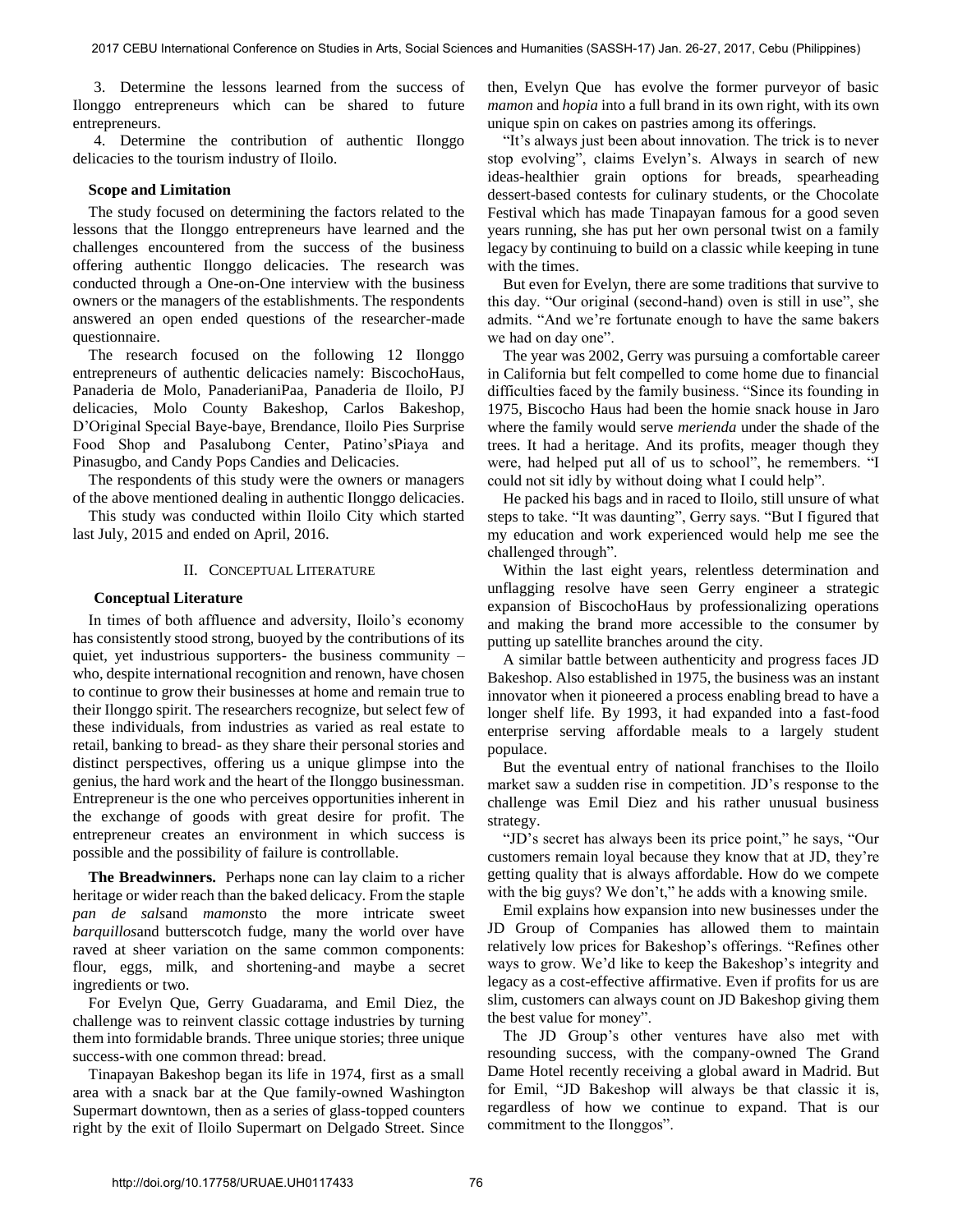3. Determine the lessons learned from the success of Ilonggo entrepreneurs which can be shared to future entrepreneurs.

4. Determine the contribution of authentic Ilonggo delicacies to the tourism industry of Iloilo.

### Scope and Limitation

The study focused on determining the factors related to the lessons that the Ilonggo entrepreneurs have learned and the challenges encountered from the success of the business offering authentic Ilonggo delicacies. The research was conducted through a One-on-One interview with the business owners or the managers of the establishments. The respondents answered an open ended questions of the researcher-made questionnaire.

The research focused on the following 12 Ilonggo entrepreneurs of authentic delicacies namely: BiscochoHaus, Panaderia de Molo, PanaderianiPaa, Panaderia de Iloilo, PJ delicacies, Molo County Bakeshop, Carlos Bakeshop, D'Original Special Baye-baye, Brendance, Iloilo Pies Surprise Food Shop and Pasalubong Center, Patino'sPiaya and Pinasugbo, and Candy Pops Candies and Delicacies.

The respondents of this study were the owners or managers of the above mentioned dealing in authentic Ilonggo delicacies.

This study was conducted within Iloilo City which started last July, 2015 and ended on April, 2016.

## II. Conceptual Literature

### Conceptual Literature

In times of both affluence and adversity, Iloilo's economy has consistently stood strong, buoyed by the contributions of its quiet, yet industrious supporters- the business community – who, despite international recognition and renown, have chosen to continue to grow their businesses at home and remain true to their Ilonggo spirit. The researchers recognize, but select few of these individuals, from industries as varied as real estate to retail, banking to bread- as they share their personal stories and distinct perspectives, offering us a unique glimpse into the genius, the hard work and the heart of the Ilonggo businessman. Entrepreneur is the one who perceives opportunities inherent in the exchange of goods with great desire for profit. The entrepreneur creates an environment in which success is possible and the possibility of failure is controllable.

**The Breadwinners.** Perhaps none can lay claim to a richer heritage or wider reach than the baked delicacy. From the staple *pan de sals*and *mamons*to the more intricate sweet *barquillos*and butterscotch fudge, many the world over have raved at sheer variation on the same common components: flour, eggs, milk, and shortening-and maybe a secret ingredients or two.

For Evelyn Que, Gerry Guadarama, and Emil Diez, the challenge was to reinvent classic cottage industries by turning them into formidable brands. Three unique stories; three unique success-with one common thread: bread.

Tinapayan Bakeshop began its life in 1974, first as a small area with a snack bar at the Que family-owned Washington Supermart downtown, then as a series of glass-topped counters right by the exit of Iloilo Supermart on Delgado Street. Since then, Evelyn Que has evolve the former purveyor of basic *mamon* and *hopia* into a full brand in its own right, with its own unique spin on cakes on pastries among its offerings.

"It's always just been about innovation. The trick is to never stop evolving", claims Evelyn's. Always in search of new ideas-healthier grain options for breads, spearheading dessert-based contests for culinary students, or the Chocolate Festival which has made Tinapayan famous for a good seven years running, she has put her own personal twist on a family legacy by continuing to build on a classic while keeping in tune with the times.

But even for Evelyn, there are some traditions that survive to this day. "Our original (second-hand) oven is still in use", she admits. "And we're fortunate enough to have the same bakers we had on day one".

The year was 2002, Gerry was pursuing a comfortable career in California but felt compelled to come home due to financial difficulties faced by the family business. "Since its founding in 1975, Biscocho Haus had been the homie snack house in Jaro where the family would serve *merienda* under the shade of the trees. It had a heritage. And its profits, meager though they were, had helped put all of us to school", he remembers. "I could not sit idly by without doing what I could help".

He packed his bags and in raced to Iloilo, still unsure of what steps to take. "It was daunting", Gerry says. "But I figured that my education and work experienced would help me see the challenged through".

Within the last eight years, relentless determination and unflagging resolve have seen Gerry engineer a strategic expansion of BiscochoHaus by professionalizing operations and making the brand more accessible to the consumer by putting up satellite branches around the city.

A similar battle between authenticity and progress faces JD Bakeshop. Also established in 1975, the business was an instant innovator when it pioneered a process enabling bread to have a longer shelf life. By 1993, it had expanded into a fast-food enterprise serving affordable meals to a largely student populace.

But the eventual entry of national franchises to the Iloilo market saw a sudden rise in competition. JD's response to the challenge was Emil Diez and his rather unusual business strategy.

"JD's secret has always been its price point," he says, "Our customers remain loyal because they know that at JD, they're getting quality that is always affordable. How do we compete with the big guys? We don't," he adds with a knowing smile.

Emil explains how expansion into new businesses under the JD Group of Companies has allowed them to maintain relatively low prices for Bakeshop's offerings. "Refines other ways to grow. We'd like to keep the Bakeshop's integrity and legacy as a cost-effective affirmative. Even if profits for us are slim, customers can always count on JD Bakeshop giving them the best value for money".

The JD Group's other ventures have also met with resounding success, with the company-owned The Grand Dame Hotel recently receiving a global award in Madrid. But for Emil, "JD Bakeshop will always be that classic it is, regardless of how we continue to expand. That is our commitment to the Ilonggos".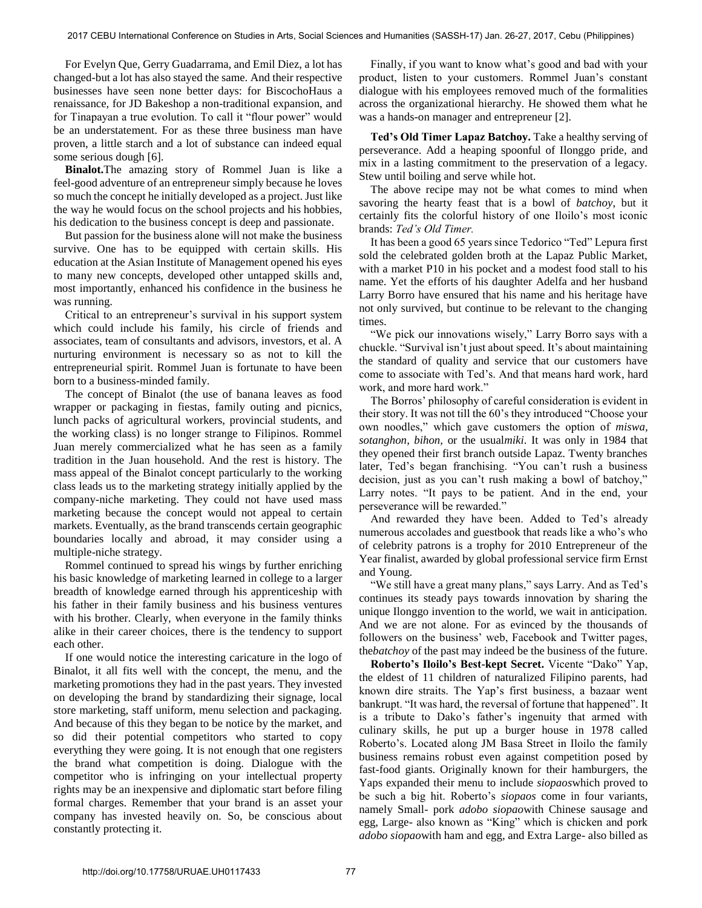For Evelyn Que, Gerry Guadarrama, and Emil Diez, a lot has changed-but a lot has also stayed the same. And their respective businesses have seen none better days: for BiscochoHaus a renaissance, for JD Bakeshop a non-traditional expansion, and for Tinapayan a true evolution. To call it "flour power" would be an understatement. For as these three business man have proven, a little starch and a lot of substance can indeed equal some serious dough [6].

**Binalot.**The amazing story of Rommel Juan is like a feel-good adventure of an entrepreneur simply because he loves so much the concept he initially developed as a project. Just like the way he would focus on the school projects and his hobbies, his dedication to the business concept is deep and passionate.

But passion for the business alone will not make the business survive. One has to be equipped with certain skills. His education at the Asian Institute of Management opened his eyes to many new concepts, developed other untapped skills and, most importantly, enhanced his confidence in the business he was running.

Critical to an entrepreneur's survival in his support system which could include his family, his circle of friends and associates, team of consultants and advisors, investors, et al. A nurturing environment is necessary so as not to kill the entrepreneurial spirit. Rommel Juan is fortunate to have been born to a business-minded family.

The concept of Binalot (the use of banana leaves as food wrapper or packaging in fiestas, family outing and picnics, lunch packs of agricultural workers, provincial students, and the working class) is no longer strange to Filipinos. Rommel Juan merely commercialized what he has seen as a family tradition in the Juan household. And the rest is history. The mass appeal of the Binalot concept particularly to the working class leads us to the marketing strategy initially applied by the company-niche marketing. They could not have used mass marketing because the concept would not appeal to certain markets. Eventually, as the brand transcends certain geographic boundaries locally and abroad, it may consider using a multiple-niche strategy.

Rommel continued to spread his wings by further enriching his basic knowledge of marketing learned in college to a larger breadth of knowledge earned through his apprenticeship with his father in their family business and his business ventures with his brother. Clearly, when everyone in the family thinks alike in their career choices, there is the tendency to support each other.

If one would notice the interesting caricature in the logo of Binalot, it all fits well with the concept, the menu, and the marketing promotions they had in the past years. They invested on developing the brand by standardizing their signage, local store marketing, staff uniform, menu selection and packaging. And because of this they began to be notice by the market, and so did their potential competitors who started to copy everything they were going. It is not enough that one registers the brand what competition is doing. Dialogue with the competitor who is infringing on your intellectual property rights may be an inexpensive and diplomatic start before filing formal charges. Remember that your brand is an asset your company has invested heavily on. So, be conscious about constantly protecting it.

Finally, if you want to know what's good and bad with your product, listen to your customers. Rommel Juan's constant dialogue with his employees removed much of the formalities across the organizational hierarchy. He showed them what he was a hands-on manager and entrepreneur [2].

**Ted's Old Timer Lapaz Batchoy.** Take a healthy serving of perseverance. Add a heaping spoonful of Ilonggo pride, and mix in a lasting commitment to the preservation of a legacy. Stew until boiling and serve while hot.

The above recipe may not be what comes to mind when savoring the hearty feast that is a bowl of *batchoy*, but it certainly fits the colorful history of one Iloilo's most iconic brands: *Ted's Old Timer.*

It has been a good 65 years since Tedorico "Ted" Lepura first sold the celebrated golden broth at the Lapaz Public Market, with a market P10 in his pocket and a modest food stall to his name. Yet the efforts of his daughter Adelfa and her husband Larry Borro have ensured that his name and his heritage have not only survived, but continue to be relevant to the changing times.

"We pick our innovations wisely," Larry Borro says with a chuckle. "Survival isn't just about speed. It's about maintaining the standard of quality and service that our customers have come to associate with Ted's. And that means hard work, hard work, and more hard work."

The Borros' philosophy of careful consideration is evident in their story. It was not till the 60's they introduced "Choose your own noodles," which gave customers the option of *miswa, sotanghon, bihon,* or the usual*miki*. It was only in 1984 that they opened their first branch outside Lapaz. Twenty branches later, Ted's began franchising. "You can't rush a business decision, just as you can't rush making a bowl of batchoy," Larry notes. "It pays to be patient. And in the end, your perseverance will be rewarded."

And rewarded they have been. Added to Ted's already numerous accolades and guestbook that reads like a who's who of celebrity patrons is a trophy for 2010 Entrepreneur of the Year finalist, awarded by global professional service firm Ernst and Young.

"We still have a great many plans," says Larry. And as Ted's continues its steady pays towards innovation by sharing the unique Ilonggo invention to the world, we wait in anticipation. And we are not alone. For as evinced by the thousands of followers on the business' web, Facebook and Twitter pages, the*batchoy* of the past may indeed be the business of the future.

**Roberto's Iloilo's Best-kept Secret.** Vicente "Dako" Yap, the eldest of 11 children of naturalized Filipino parents, had known dire straits. The Yap's first business, a bazaar went bankrupt. "It was hard, the reversal of fortune that happened". It is a tribute to Dako's father's ingenuity that armed with culinary skills, he put up a burger house in 1978 called Roberto's. Located along JM Basa Street in Iloilo the family business remains robust even against competition posed by fast-food giants. Originally known for their hamburgers, the Yaps expanded their menu to include *siopaos*which proved to be such a big hit. Roberto's *siopaos* come in four variants, namely Small- pork *adobo siopao*with Chinese sausage and egg, Large- also known as "King" which is chicken and pork *adobo siopao*with ham and egg, and Extra Large- also billed as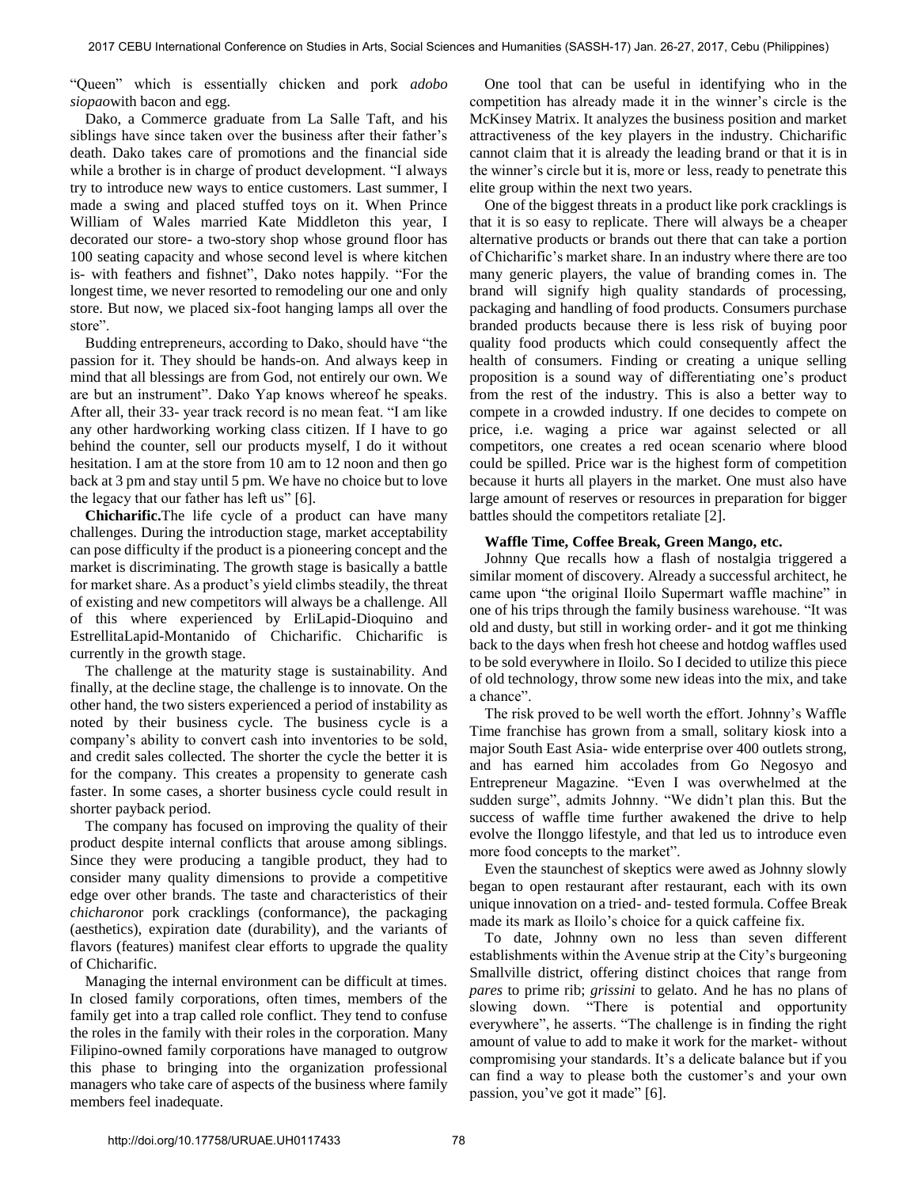"Queen" which is essentially chicken and pork *adobo siopao*with bacon and egg.

Dako, a Commerce graduate from La Salle Taft, and his siblings have since taken over the business after their father's death. Dako takes care of promotions and the financial side while a brother is in charge of product development. "I always try to introduce new ways to entice customers. Last summer, I made a swing and placed stuffed toys on it. When Prince William of Wales married Kate Middleton this year, I decorated our store- a two-story shop whose ground floor has 100 seating capacity and whose second level is where kitchen is- with feathers and fishnet", Dako notes happily. "For the longest time, we never resorted to remodeling our one and only store. But now, we placed six-foot hanging lamps all over the store".

Budding entrepreneurs, according to Dako, should have "the passion for it. They should be hands-on. And always keep in mind that all blessings are from God, not entirely our own. We are but an instrument". Dako Yap knows whereof he speaks. After all, their 33- year track record is no mean feat. "I am like any other hardworking working class citizen. If I have to go behind the counter, sell our products myself, I do it without hesitation. I am at the store from 10 am to 12 noon and then go back at 3 pm and stay until 5 pm. We have no choice but to love the legacy that our father has left us" [6].

**Chicharific.**The life cycle of a product can have many challenges. During the introduction stage, market acceptability can pose difficulty if the product is a pioneering concept and the market is discriminating. The growth stage is basically a battle for market share. As a product's yield climbs steadily, the threat of existing and new competitors will always be a challenge. All of this where experienced by ErliLapid-Dioquino and EstrellitaLapid-Montanido of Chicharific. Chicharific is currently in the growth stage.

The challenge at the maturity stage is sustainability. And finally, at the decline stage, the challenge is to innovate. On the other hand, the two sisters experienced a period of instability as noted by their business cycle. The business cycle is a company's ability to convert cash into inventories to be sold, and credit sales collected. The shorter the cycle the better it is for the company. This creates a propensity to generate cash faster. In some cases, a shorter business cycle could result in shorter payback period.

The company has focused on improving the quality of their product despite internal conflicts that arouse among siblings. Since they were producing a tangible product, they had to consider many quality dimensions to provide a competitive edge over other brands. The taste and characteristics of their *chicharon*or pork cracklings (conformance), the packaging (aesthetics), expiration date (durability), and the variants of flavors (features) manifest clear efforts to upgrade the quality of Chicharific.

Managing the internal environment can be difficult at times. In closed family corporations, often times, members of the family get into a trap called role conflict. They tend to confuse the roles in the family with their roles in the corporation. Many Filipino-owned family corporations have managed to outgrow this phase to bringing into the organization professional managers who take care of aspects of the business where family members feel inadequate.

One tool that can be useful in identifying who in the competition has already made it in the winner's circle is the McKinsey Matrix. It analyzes the business position and market attractiveness of the key players in the industry. Chicharific cannot claim that it is already the leading brand or that it is in the winner's circle but it is, more or less, ready to penetrate this elite group within the next two years.

One of the biggest threats in a product like pork cracklings is that it is so easy to replicate. There will always be a cheaper alternative products or brands out there that can take a portion of Chicharific's market share. In an industry where there are too many generic players, the value of branding comes in. The brand will signify high quality standards of processing, packaging and handling of food products. Consumers purchase branded products because there is less risk of buying poor quality food products which could consequently affect the health of consumers. Finding or creating a unique selling proposition is a sound way of differentiating one's product from the rest of the industry. This is also a better way to compete in a crowded industry. If one decides to compete on price, i.e. waging a price war against selected or all competitors, one creates a red ocean scenario where blood could be spilled. Price war is the highest form of competition because it hurts all players in the market. One must also have large amount of reserves or resources in preparation for bigger battles should the competitors retaliate [2].

**Waffle Time, Coffee Break, Green Mango, etc.**

Johnny Que recalls how a flash of nostalgia triggered a similar moment of discovery. Already a successful architect, he came upon "the original Iloilo Supermart waffle machine" in one of his trips through the family business warehouse. "It was old and dusty, but still in working order- and it got me thinking back to the days when fresh hot cheese and hotdog waffles used to be sold everywhere in Iloilo. So I decided to utilize this piece of old technology, throw some new ideas into the mix, and take a chance".

The risk proved to be well worth the effort. Johnny's Waffle Time franchise has grown from a small, solitary kiosk into a major South East Asia- wide enterprise over 400 outlets strong, and has earned him accolades from Go Negosyo and Entrepreneur Magazine. "Even I was overwhelmed at the sudden surge", admits Johnny. "We didn't plan this. But the success of waffle time further awakened the drive to help evolve the Ilonggo lifestyle, and that led us to introduce even more food concepts to the market".

Even the staunchest of skeptics were awed as Johnny slowly began to open restaurant after restaurant, each with its own unique innovation on a tried- and- tested formula. Coffee Break made its mark as Iloilo's choice for a quick caffeine fix.

To date, Johnny own no less than seven different establishments within the Avenue strip at the City's burgeoning Smallville district, offering distinct choices that range from *pares* to prime rib; *grissini* to gelato. And he has no plans of slowing down. "There is potential and opportunity everywhere", he asserts. "The challenge is in finding the right amount of value to add to make it work for the market- without compromising your standards. It's a delicate balance but if you can find a way to please both the customer's and your own passion, you've got it made" [6].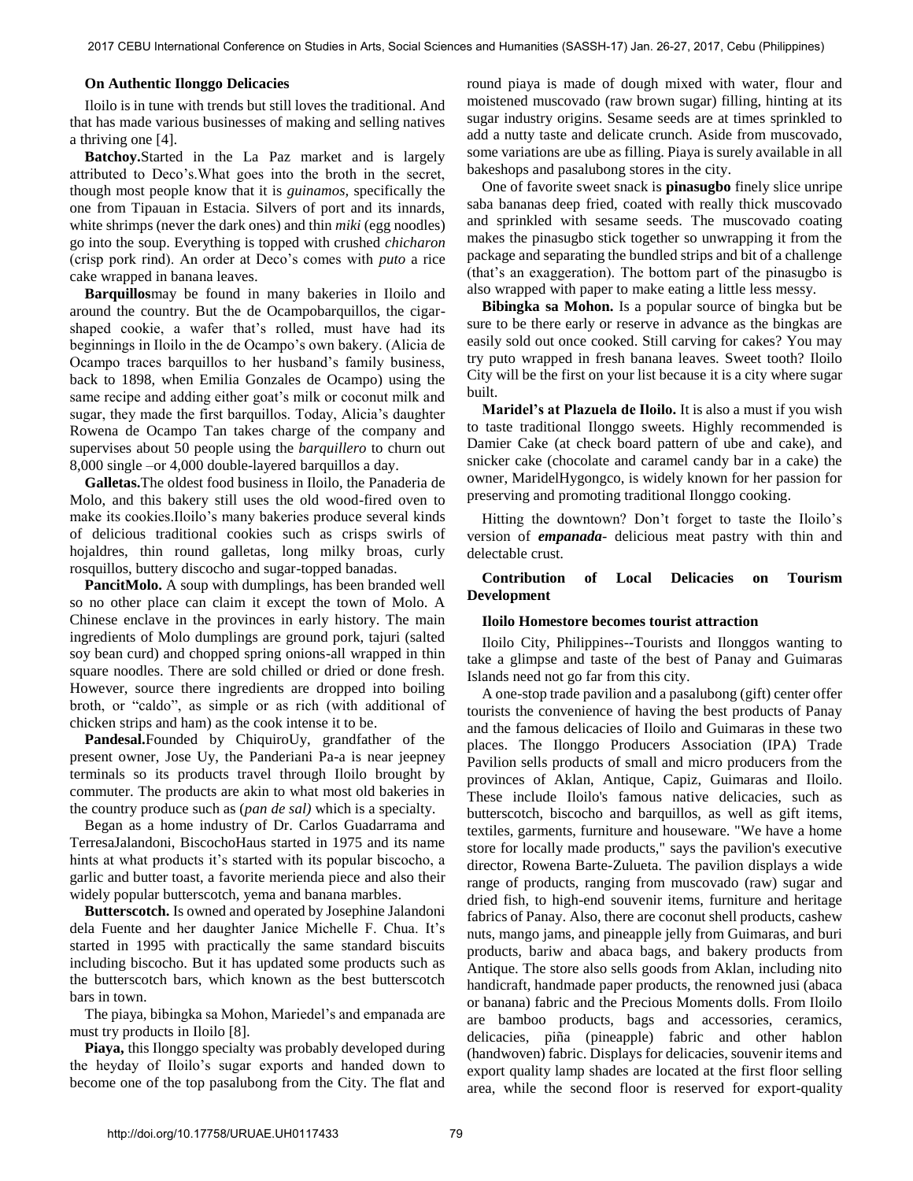**On Authentic Ilonggo Delicacies**

Iloilo is in tune with trends but still loves the traditional. And that has made various businesses of making and selling natives a thriving one [4].

**Batchoy.**Started in the La Paz market and is largely attributed to Deco's.What goes into the broth in the secret, though most people know that it is *guinamos,* specifically the one from Tipauan in Estacia. Silvers of port and its innards, white shrimps (never the dark ones) and thin *miki* (egg noodles) go into the soup. Everything is topped with crushed *chicharon* (crisp pork rind). An order at Deco's comes with *puto* a rice cake wrapped in banana leaves.

**Barquillos**may be found in many bakeries in Iloilo and around the country. But the de Ocampobarquillos, the cigar-shaped cookie, a wafer that's rolled, must have had its beginnings in Iloilo in the de Ocampo's own bakery. (Alicia de Ocampo traces barquillos to her husband's family business, back to 1898, when Emilia Gonzales de Ocampo) using the same recipe and adding either goat's milk or coconut milk and sugar, they made the first barquillos. Today, Alicia's daughter Rowena de Ocampo Tan takes charge of the company and supervises about 50 people using the *barquillero* to churn out 8,000 single –or 4,000 double-layered barquillos a day.

**Galletas.**The oldest food business in Iloilo, the Panaderia de Molo, and this bakery still uses the old wood-fired oven to make its cookies.Iloilo's many bakeries produce several kinds of delicious traditional cookies such as crisps swirls of hojaldres, thin round galletas, long milky broas, curly rosquillos, buttery discocho and sugar-topped banadas.

**PancitMolo.** A soup with dumplings, has been branded well so no other place can claim it except the town of Molo. A Chinese enclave in the provinces in early history. The main ingredients of Molo dumplings are ground pork, tajuri (salted soy bean curd) and chopped spring onions-all wrapped in thin square noodles. There are sold chilled or dried or done fresh. However, source there ingredients are dropped into boiling broth, or "caldo", as simple or as rich (with additional of chicken strips and ham) as the cook intense it to be.

**Pandesal.**Founded by ChiquiroUy, grandfather of the present owner, Jose Uy, the Panderiani Pa-a is near jeepney terminals so its products travel through Iloilo brought by commuter. The products are akin to what most old bakeries in the country produce such as (*pan de sal)* which is a specialty.

Began as a home industry of Dr. Carlos Guadarrama and TerresaJalandoni, BiscochoHaus started in 1975 and its name hints at what products it's started with its popular biscocho, a garlic and butter toast, a favorite merienda piece and also their widely popular butterscotch, yema and banana marbles.

**Butterscotch.** Is owned and operated by Josephine Jalandoni dela Fuente and her daughter Janice Michelle F. Chua. It's started in 1995 with practically the same standard biscuits including biscocho. But it has updated some products such as the butterscotch bars, which known as the best butterscotch bars in town.

The piaya, bibingka sa Mohon, Mariedel's and empanada are must try products in Iloilo [8].

**Piaya,** this Ilonggo specialty was probably developed during the heyday of Iloilo's sugar exports and handed down to become one of the top pasalubong from the City. The flat and round piaya is made of dough mixed with water, flour and moistened muscovado (raw brown sugar) filling, hinting at its sugar industry origins. Sesame seeds are at times sprinkled to add a nutty taste and delicate crunch. Aside from muscovado, some variations are ube as filling. Piaya is surely available in all bakeshops and pasalubong stores in the city.

One of favorite sweet snack is **pinasugbo** finely slice unripe saba bananas deep fried, coated with really thick muscovado and sprinkled with sesame seeds. The muscovado coating makes the pinasugbo stick together so unwrapping it from the package and separating the bundled strips and bit of a challenge (that's an exaggeration). The bottom part of the pinasugbo is also wrapped with paper to make eating a little less messy.

**Bibingka sa Mohon.** Is a popular source of bingka but be sure to be there early or reserve in advance as the bingkas are easily sold out once cooked. Still carving for cakes? You may try puto wrapped in fresh banana leaves. Sweet tooth? Iloilo City will be the first on your list because it is a city where sugar built.

**Maridel's at Plazuela de Iloilo.** It is also a must if you wish to taste traditional Ilonggo sweets. Highly recommended is Damier Cake (at check board pattern of ube and cake), and snicker cake (chocolate and caramel candy bar in a cake) the owner, MaridelHygongco, is widely known for her passion for preserving and promoting traditional Ilonggo cooking.

Hitting the downtown? Don't forget to taste the Iloilo's version of ***empanada***- delicious meat pastry with thin and delectable crust.

**Contribution of Local Delicacies on Tourism Development**

**Iloilo Homestore becomes tourist attraction**

Iloilo City, Philippines--Tourists and Ilonggos wanting to take a glimpse and taste of the best of Panay and Guimaras Islands need not go far from this city.

A one-stop trade pavilion and a pasalubong (gift) center offer tourists the convenience of having the best products of Panay and the famous delicacies of Iloilo and Guimaras in these two places. The Ilonggo Producers Association (IPA) Trade Pavilion sells products of small and micro producers from the provinces of Aklan, Antique, Capiz, Guimaras and Iloilo. These include Iloilo's famous native delicacies, such as butterscotch, biscocho and barquillos, as well as gift items, textiles, garments, furniture and houseware. "We have a home store for locally made products," says the pavilion's executive director, Rowena Barte-Zulueta. The pavilion displays a wide range of products, ranging from muscovado (raw) sugar and dried fish, to high-end souvenir items, furniture and heritage fabrics of Panay. Also, there are coconut shell products, cashew nuts, mango jams, and pineapple jelly from Guimaras, and buri products, bariw and abaca bags, and bakery products from Antique. The store also sells goods from Aklan, including nito handicraft, handmade paper products, the renowned jusi (abaca or banana) fabric and the Precious Moments dolls. From Iloilo are bamboo products, bags and accessories, ceramics, delicacies, piña (pineapple) fabric and other hablon (handwoven) fabric. Displays for delicacies, souvenir items and export quality lamp shades are located at the first floor selling area, while the second floor is reserved for export-quality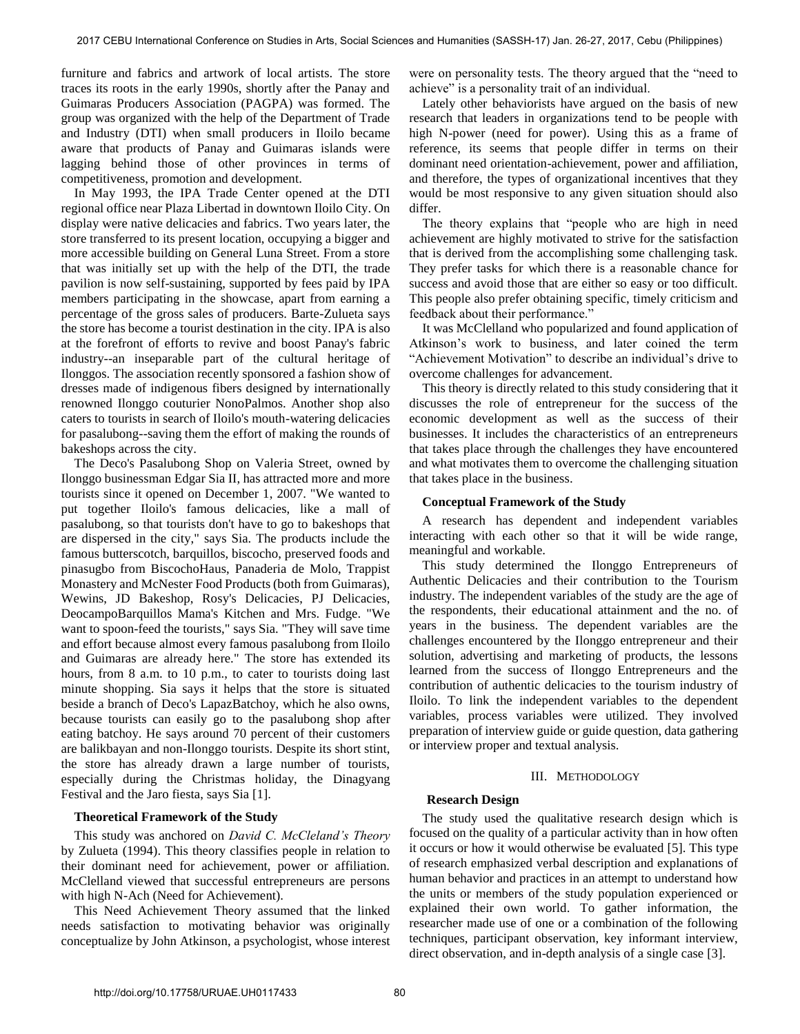furniture and fabrics and artwork of local artists. The store traces its roots in the early 1990s, shortly after the Panay and Guimaras Producers Association (PAGPA) was formed. The group was organized with the help of the Department of Trade and Industry (DTI) when small producers in Iloilo became aware that products of Panay and Guimaras islands were lagging behind those of other provinces in terms of competitiveness, promotion and development.

In May 1993, the IPA Trade Center opened at the DTI regional office near Plaza Libertad in downtown Iloilo City. On display were native delicacies and fabrics. Two years later, the store transferred to its present location, occupying a bigger and more accessible building on General Luna Street. From a store that was initially set up with the help of the DTI, the trade pavilion is now self-sustaining, supported by fees paid by IPA members participating in the showcase, apart from earning a percentage of the gross sales of producers. Barte-Zulueta says the store has become a tourist destination in the city. IPA is also at the forefront of efforts to revive and boost Panay's fabric industry--an inseparable part of the cultural heritage of Ilonggos. The association recently sponsored a fashion show of dresses made of indigenous fibers designed by internationally renowned Ilonggo couturier NonoPalmos. Another shop also caters to tourists in search of Iloilo's mouth-watering delicacies for pasalubong--saving them the effort of making the rounds of bakeshops across the city.

The Deco's Pasalubong Shop on Valeria Street, owned by Ilonggo businessman Edgar Sia II, has attracted more and more tourists since it opened on December 1, 2007. "We wanted to put together Iloilo's famous delicacies, like a mall of pasalubong, so that tourists don't have to go to bakeshops that are dispersed in the city," says Sia. The products include the famous butterscotch, barquillos, biscocho, preserved foods and pinasugbo from BiscochoHaus, Panaderia de Molo, Trappist Monastery and McNester Food Products (both from Guimaras), Wewins, JD Bakeshop, Rosy's Delicacies, PJ Delicacies, DeocampoBarquillos Mama's Kitchen and Mrs. Fudge. "We want to spoon-feed the tourists," says Sia. "They will save time and effort because almost every famous pasalubong from Iloilo and Guimaras are already here." The store has extended its hours, from 8 a.m. to 10 p.m., to cater to tourists doing last minute shopping. Sia says it helps that the store is situated beside a branch of Deco's LapazBatchoy, which he also owns, because tourists can easily go to the pasalubong shop after eating batchoy. He says around 70 percent of their customers are balikbayan and non-Ilonggo tourists. Despite its short stint, the store has already drawn a large number of tourists, especially during the Christmas holiday, the Dinagyang Festival and the Jaro fiesta, says Sia [1].

### Theoretical Framework of the Study

This study was anchored on *David C. McCleland's Theory* by Zulueta (1994). This theory classifies people in relation to their dominant need for achievement, power or affiliation. McClelland viewed that successful entrepreneurs are persons with high N-Ach (Need for Achievement).

This Need Achievement Theory assumed that the linked needs satisfaction to motivating behavior was originally conceptualize by John Atkinson, a psychologist, whose interest were on personality tests. The theory argued that the "need to achieve" is a personality trait of an individual.

Lately other behaviorists have argued on the basis of new research that leaders in organizations tend to be people with high N-power (need for power). Using this as a frame of reference, its seems that people differ in terms on their dominant need orientation-achievement, power and affiliation, and therefore, the types of organizational incentives that they would be most responsive to any given situation should also differ.

The theory explains that "people who are high in need achievement are highly motivated to strive for the satisfaction that is derived from the accomplishing some challenging task. They prefer tasks for which there is a reasonable chance for success and avoid those that are either so easy or too difficult. This people also prefer obtaining specific, timely criticism and feedback about their performance."

It was McClelland who popularized and found application of Atkinson's work to business, and later coined the term "Achievement Motivation" to describe an individual's drive to overcome challenges for advancement.

This theory is directly related to this study considering that it discusses the role of entrepreneur for the success of the economic development as well as the success of their businesses. It includes the characteristics of an entrepreneurs that takes place through the challenges they have encountered and what motivates them to overcome the challenging situation that takes place in the business.

### Conceptual Framework of the Study

A research has dependent and independent variables interacting with each other so that it will be wide range, meaningful and workable.

This study determined the Ilonggo Entrepreneurs of Authentic Delicacies and their contribution to the Tourism industry. The independent variables of the study are the age of the respondents, their educational attainment and the no. of years in the business. The dependent variables are the challenges encountered by the Ilonggo entrepreneur and their solution, advertising and marketing of products, the lessons learned from the success of Ilonggo Entrepreneurs and the contribution of authentic delicacies to the tourism industry of Iloilo. To link the independent variables to the dependent variables, process variables were utilized. They involved preparation of interview guide or guide question, data gathering or interview proper and textual analysis.

## III. Methodology

### Research Design

The study used the qualitative research design which is focused on the quality of a particular activity than in how often it occurs or how it would otherwise be evaluated [5]. This type of research emphasized verbal description and explanations of human behavior and practices in an attempt to understand how the units or members of the study population experienced or explained their own world. To gather information, the researcher made use of one or a combination of the following techniques, participant observation, key informant interview, direct observation, and in-depth analysis of a single case [3].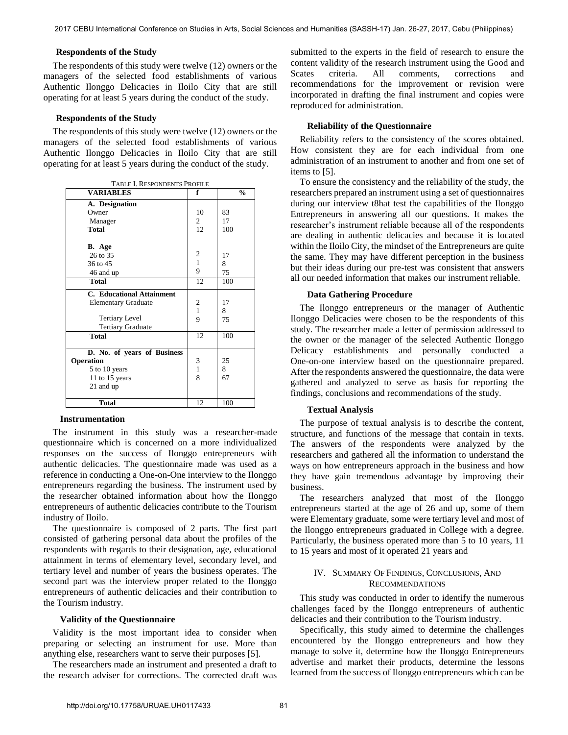**Respondents of the Study**

The respondents of this study were twelve (12) owners or the managers of the selected food establishments of various Authentic Ilonggo Delicacies in Iloilo City that are still operating for at least 5 years during the conduct of the study.

**Respondents of the Study**

The respondents of this study were twelve (12) owners or the managers of the selected food establishments of various Authentic Ilonggo Delicacies in Iloilo City that are still operating for at least 5 years during the conduct of the study.

TABLE I. RESPONDENTS PROFILE

| VARIABLES | f | % |
|---|---|---|
| **A. Designation** | | |
| Owner | 10 | 83 |
| Manager | 2 | 17 |
| **Total** | 12 | 100 |
| **B. Age** | | |
| 26 to 35 | 2 | 17 |
| 36 to 45 | 1 | 8 |
| 46 and up | 9 | 75 |
| **Total** | 12 | 100 |
| **C. Educational Attainment** | | |
| Elementary Graduate | 2 | 17 |
| | 1 | 8 |
| Tertiary Level | 9 | 75 |
| Tertiary Graduate | | |
| **Total** | 12 | 100 |
| **D. No. of years of Business Operation** | | |
| 5 to 10 years | 3 | 25 |
| 11 to 15 years | 1 | 8 |
| 21 and up | 8 | 67 |
| **Total** | 12 | 100 |

**Instrumentation**

The instrument in this study was a researcher-made questionnaire which is concerned on a more individualized responses on the success of Ilonggo entrepreneurs with authentic delicacies. The questionnaire made was used as a reference in conducting a One-on-One interview to the Ilonggo entrepreneurs regarding the business. The instrument used by the researcher obtained information about how the Ilonggo entrepreneurs of authentic delicacies contribute to the Tourism industry of Iloilo.

The questionnaire is composed of 2 parts. The first part consisted of gathering personal data about the profiles of the respondents with regards to their designation, age, educational attainment in terms of elementary level, secondary level, and tertiary level and number of years the business operates. The second part was the interview proper related to the Ilonggo entrepreneurs of authentic delicacies and their contribution to the Tourism industry.

**Validity of the Questionnaire**

Validity is the most important idea to consider when preparing or selecting an instrument for use. More than anything else, researchers want to serve their purposes [5].

The researchers made an instrument and presented a draft to the research adviser for corrections. The corrected draft was submitted to the experts in the field of research to ensure the content validity of the research instrument using the Good and Scates criteria. All comments, corrections and recommendations for the improvement or revision were incorporated in drafting the final instrument and copies were reproduced for administration.

**Reliability of the Questionnaire**

Reliability refers to the consistency of the scores obtained. How consistent they are for each individual from one administration of an instrument to another and from one set of items to [5].

To ensure the consistency and the reliability of the study, the researchers prepared an instrument using a set of questionnaires during our interview t8hat test the capabilities of the Ilonggo Entrepreneurs in answering all our questions. It makes the researcher's instrument reliable because all of the respondents are dealing in authentic delicacies and because it is located within the Iloilo City, the mindset of the Entrepreneurs are quite the same. They may have different perception in the business but their ideas during our pre-test was consistent that answers all our needed information that makes our instrument reliable.

**Data Gathering Procedure**

The Ilonggo entrepreneurs or the manager of Authentic Ilonggo Delicacies were chosen to be the respondents of this study. The researcher made a letter of permission addressed to the owner or the manager of the selected Authentic Ilonggo Delicacy establishments and personally conducted a One-on-one interview based on the questionnaire prepared. After the respondents answered the questionnaire, the data were gathered and analyzed to serve as basis for reporting the findings, conclusions and recommendations of the study.

**Textual Analysis**

The purpose of textual analysis is to describe the content, structure, and functions of the message that contain in texts. The answers of the respondents were analyzed by the researchers and gathered all the information to understand the ways on how entrepreneurs approach in the business and how they have gain tremendous advantage by improving their business.

The researchers analyzed that most of the Ilonggo entrepreneurs started at the age of 26 and up, some of them were Elementary graduate, some were tertiary level and most of the Ilonggo entrepreneurs graduated in College with a degree. Particularly, the business operated more than 5 to 10 years, 11 to 15 years and most of it operated 21 years and

## IV. SUMMARY OF FINDINGS, CONCLUSIONS, AND RECOMMENDATIONS

This study was conducted in order to identify the numerous challenges faced by the Ilonggo entrepreneurs of authentic delicacies and their contribution to the Tourism industry.

Specifically, this study aimed to determine the challenges encountered by the Ilonggo entrepreneurs and how they manage to solve it, determine how the Ilonggo Entrepreneurs advertise and market their products, determine the lessons learned from the success of Ilonggo entrepreneurs which can be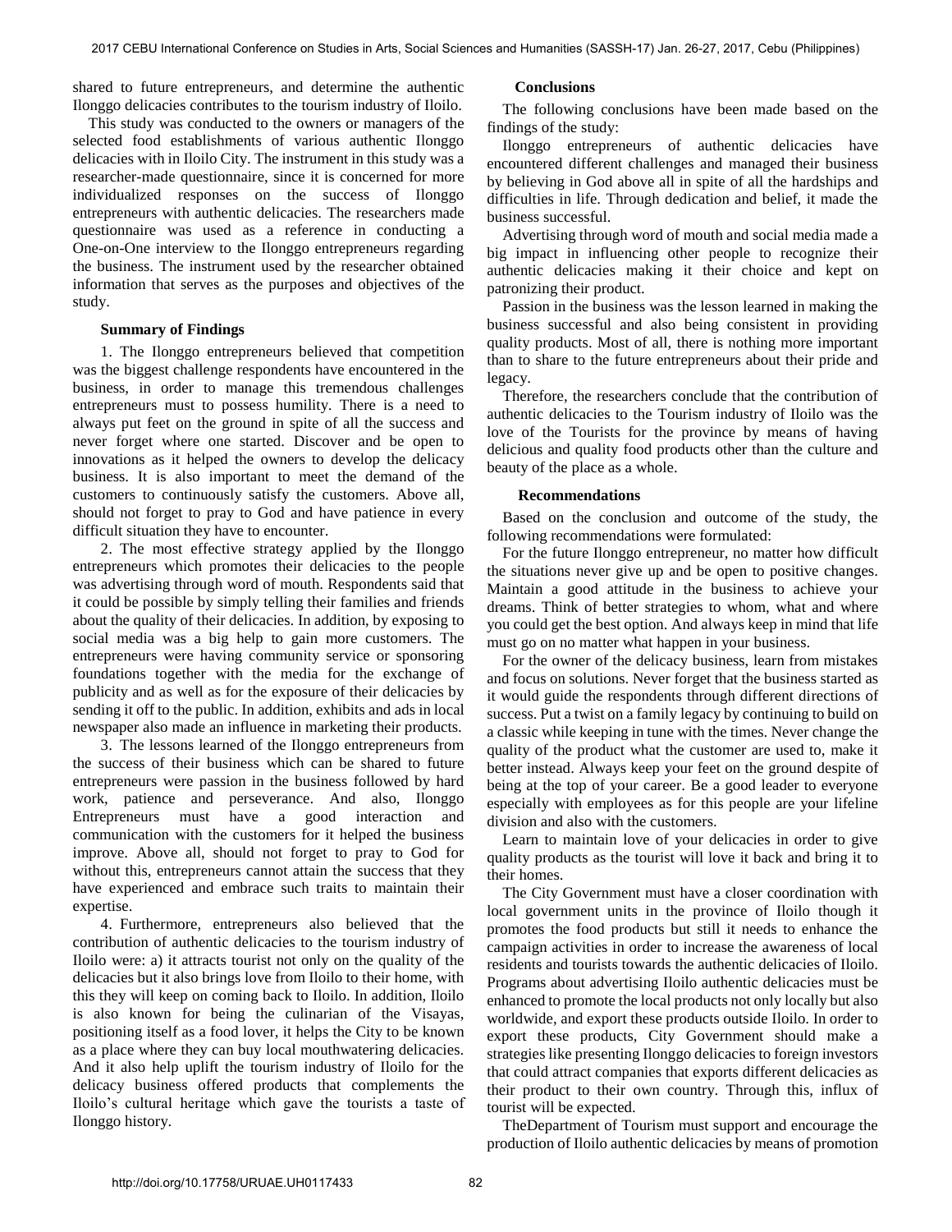shared to future entrepreneurs, and determine the authentic Ilonggo delicacies contributes to the tourism industry of Iloilo.

This study was conducted to the owners or managers of the selected food establishments of various authentic Ilonggo delicacies with in Iloilo City. The instrument in this study was a researcher-made questionnaire, since it is concerned for more individualized responses on the success of Ilonggo entrepreneurs with authentic delicacies. The researchers made questionnaire was used as a reference in conducting a One-on-One interview to the Ilonggo entrepreneurs regarding the business. The instrument used by the researcher obtained information that serves as the purposes and objectives of the study.

### Summary of Findings

1. The Ilonggo entrepreneurs believed that competition was the biggest challenge respondents have encountered in the business, in order to manage this tremendous challenges entrepreneurs must to possess humility. There is a need to always put feet on the ground in spite of all the success and never forget where one started. Discover and be open to innovations as it helped the owners to develop the delicacy business. It is also important to meet the demand of the customers to continuously satisfy the customers. Above all, should not forget to pray to God and have patience in every difficult situation they have to encounter.

2. The most effective strategy applied by the Ilonggo entrepreneurs which promotes their delicacies to the people was advertising through word of mouth. Respondents said that it could be possible by simply telling their families and friends about the quality of their delicacies. In addition, by exposing to social media was a big help to gain more customers. The entrepreneurs were having community service or sponsoring foundations together with the media for the exchange of publicity and as well as for the exposure of their delicacies by sending it off to the public. In addition, exhibits and ads in local newspaper also made an influence in marketing their products.

3. The lessons learned of the Ilonggo entrepreneurs from the success of their business which can be shared to future entrepreneurs were passion in the business followed by hard work, patience and perseverance. And also, Ilonggo Entrepreneurs must have a good interaction and communication with the customers for it helped the business improve. Above all, should not forget to pray to God for without this, entrepreneurs cannot attain the success that they have experienced and embrace such traits to maintain their expertise.

4. Furthermore, entrepreneurs also believed that the contribution of authentic delicacies to the tourism industry of Iloilo were: a) it attracts tourist not only on the quality of the delicacies but it also brings love from Iloilo to their home, with this they will keep on coming back to Iloilo. In addition, Iloilo is also known for being the culinarian of the Visayas, positioning itself as a food lover, it helps the City to be known as a place where they can buy local mouthwatering delicacies. And it also help uplift the tourism industry of Iloilo for the delicacy business offered products that complements the Iloilo's cultural heritage which gave the tourists a taste of Ilonggo history.

### Conclusions

The following conclusions have been made based on the findings of the study:

Ilonggo entrepreneurs of authentic delicacies have encountered different challenges and managed their business by believing in God above all in spite of all the hardships and difficulties in life. Through dedication and belief, it made the business successful.

Advertising through word of mouth and social media made a big impact in influencing other people to recognize their authentic delicacies making it their choice and kept on patronizing their product.

Passion in the business was the lesson learned in making the business successful and also being consistent in providing quality products. Most of all, there is nothing more important than to share to the future entrepreneurs about their pride and legacy.

Therefore, the researchers conclude that the contribution of authentic delicacies to the Tourism industry of Iloilo was the love of the Tourists for the province by means of having delicious and quality food products other than the culture and beauty of the place as a whole.

### Recommendations

Based on the conclusion and outcome of the study, the following recommendations were formulated:

For the future Ilonggo entrepreneur, no matter how difficult the situations never give up and be open to positive changes. Maintain a good attitude in the business to achieve your dreams. Think of better strategies to whom, what and where you could get the best option. And always keep in mind that life must go on no matter what happen in your business.

For the owner of the delicacy business, learn from mistakes and focus on solutions. Never forget that the business started as it would guide the respondents through different directions of success. Put a twist on a family legacy by continuing to build on a classic while keeping in tune with the times. Never change the quality of the product what the customer are used to, make it better instead. Always keep your feet on the ground despite of being at the top of your career. Be a good leader to everyone especially with employees as for this people are your lifeline division and also with the customers.

Learn to maintain love of your delicacies in order to give quality products as the tourist will love it back and bring it to their homes.

The City Government must have a closer coordination with local government units in the province of Iloilo though it promotes the food products but still it needs to enhance the campaign activities in order to increase the awareness of local residents and tourists towards the authentic delicacies of Iloilo. Programs about advertising Iloilo authentic delicacies must be enhanced to promote the local products not only locally but also worldwide, and export these products outside Iloilo. In order to export these products, City Government should make a strategies like presenting Ilonggo delicacies to foreign investors that could attract companies that exports different delicacies as their product to their own country. Through this, influx of tourist will be expected.

TheDepartment of Tourism must support and encourage the production of Iloilo authentic delicacies by means of promotion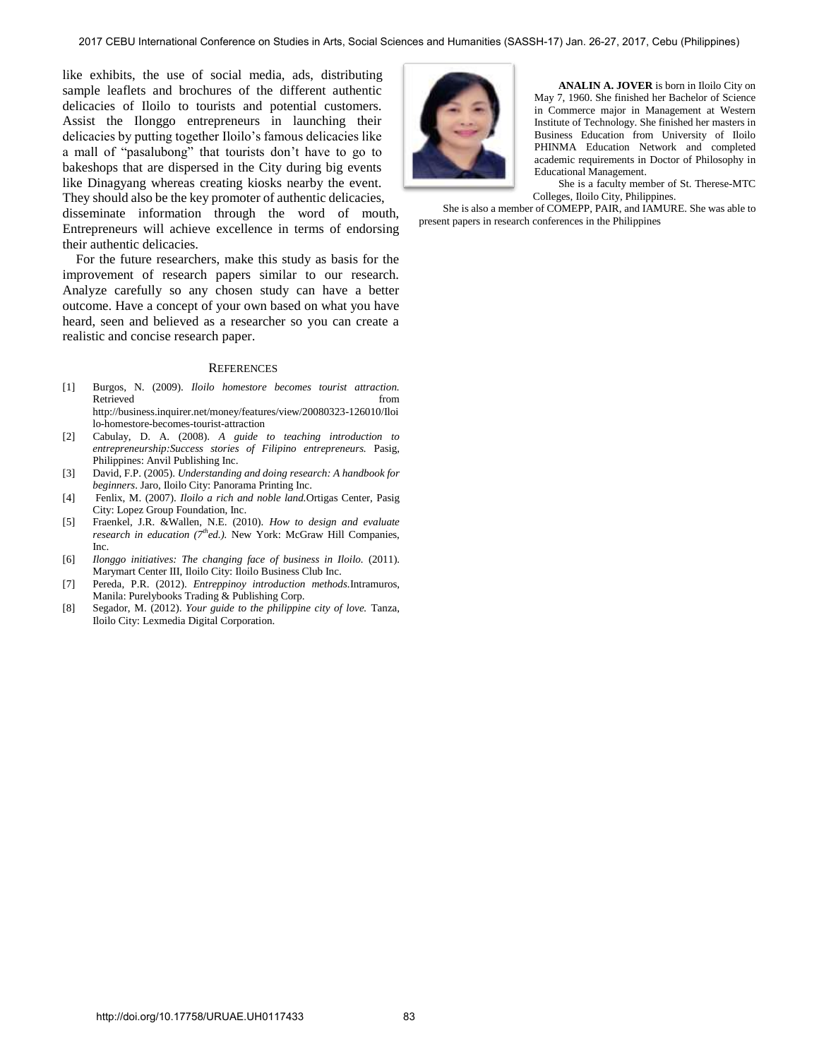like exhibits, the use of social media, ads, distributing sample leaflets and brochures of the different authentic delicacies of Iloilo to tourists and potential customers. Assist the Ilonggo entrepreneurs in launching their delicacies by putting together Iloilo's famous delicacies like a mall of "pasalubong" that tourists don't have to go to bakeshops that are dispersed in the City during big events like Dinagyang whereas creating kiosks nearby the event. They should also be the key promoter of authentic delicacies, disseminate information through the word of mouth, Entrepreneurs will achieve excellence in terms of endorsing their authentic delicacies.

For the future researchers, make this study as basis for the improvement of research papers similar to our research. Analyze carefully so any chosen study can have a better outcome. Have a concept of your own based on what you have heard, seen and believed as a researcher so you can create a realistic and concise research paper.

## References

[1] Burgos, N. (2009). *Iloilo homestore becomes tourist attraction.* Retrieved from http://business.inquirer.net/money/features/view/20080323-126010/Iloilo-homestore-becomes-tourist-attraction

[2] Cabulay, D. A. (2008). *A guide to teaching introduction to entrepreneurship:Success stories of Filipino entrepreneurs.* Pasig, Philippines: Anvil Publishing Inc.

[3] David, F.P. (2005). *Understanding and doing research: A handbook for beginners*. Jaro, Iloilo City: Panorama Printing Inc.

[4] Fenlix, M. (2007). *Iloilo a rich and noble land.*Ortigas Center, Pasig City: Lopez Group Foundation, Inc.

[5] Fraenkel, J.R. &Wallen, N.E. (2010). *How to design and evaluate research in education (7thed.).* New York: McGraw Hill Companies, Inc.

[6] *Ilonggo initiatives: The changing face of business in Iloilo.* (2011). Marymart Center III, Iloilo City: Iloilo Business Club Inc.

[7] Pereda, P.R. (2012). *Entreppinoy introduction methods.*Intramuros, Manila: Purelybooks Trading & Publishing Corp.

[8] Segador, M. (2012). *Your guide to the philippine city of love.* Tanza, Iloilo City: Lexmedia Digital Corporation.

**ANALIN A. JOVER** is born in Iloilo City on May 7, 1960. She finished her Bachelor of Science in Commerce major in Management at Western Institute of Technology. She finished her masters in Business Education from University of Iloilo PHINMA Education Network and completed academic requirements in Doctor of Philosophy in Educational Management.

She is a faculty member of St. Therese-MTC Colleges, Iloilo City, Philippines.

She is also a member of COMEPP, PAIR, and IAMURE. She was able to present papers in research conferences in the Philippines